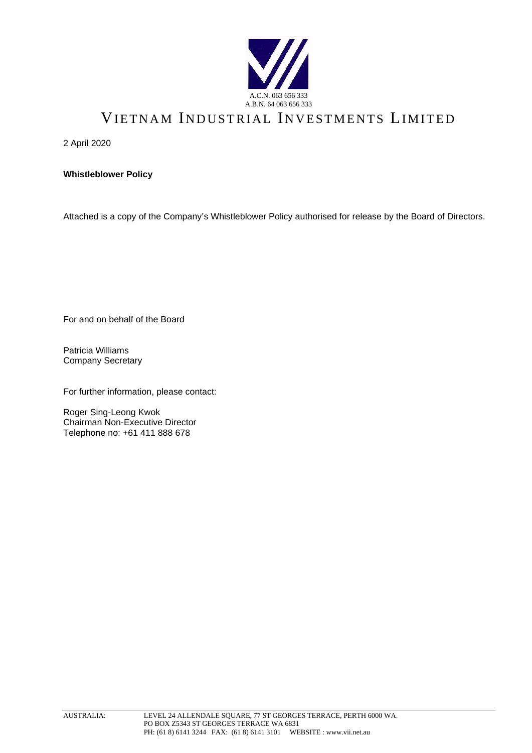A.C.N. 063 656 333
A.B.N. 64 063 656 333

# VIETNAM INDUSTRIAL INVESTMENTS LIMITED

2 April 2020

**Whistleblower Policy**

Attached is a copy of the Company's Whistleblower Policy authorised for release by the Board of Directors.

For and on behalf of the Board

Patricia Williams
Company Secretary

For further information, please contact:

Roger Sing-Leong Kwok
Chairman Non-Executive Director
Telephone no: +61 411 888 678

AUSTRALIA: LEVEL 24 ALLENDALE SQUARE, 77 ST GEORGES TERRACE, PERTH 6000 WA.
PO BOX Z5343 ST GEORGES TERRACE WA 6831
PH: (61 8) 6141 3244 FAX: (61 8) 6141 3101 WEBSITE : www.vii.net.au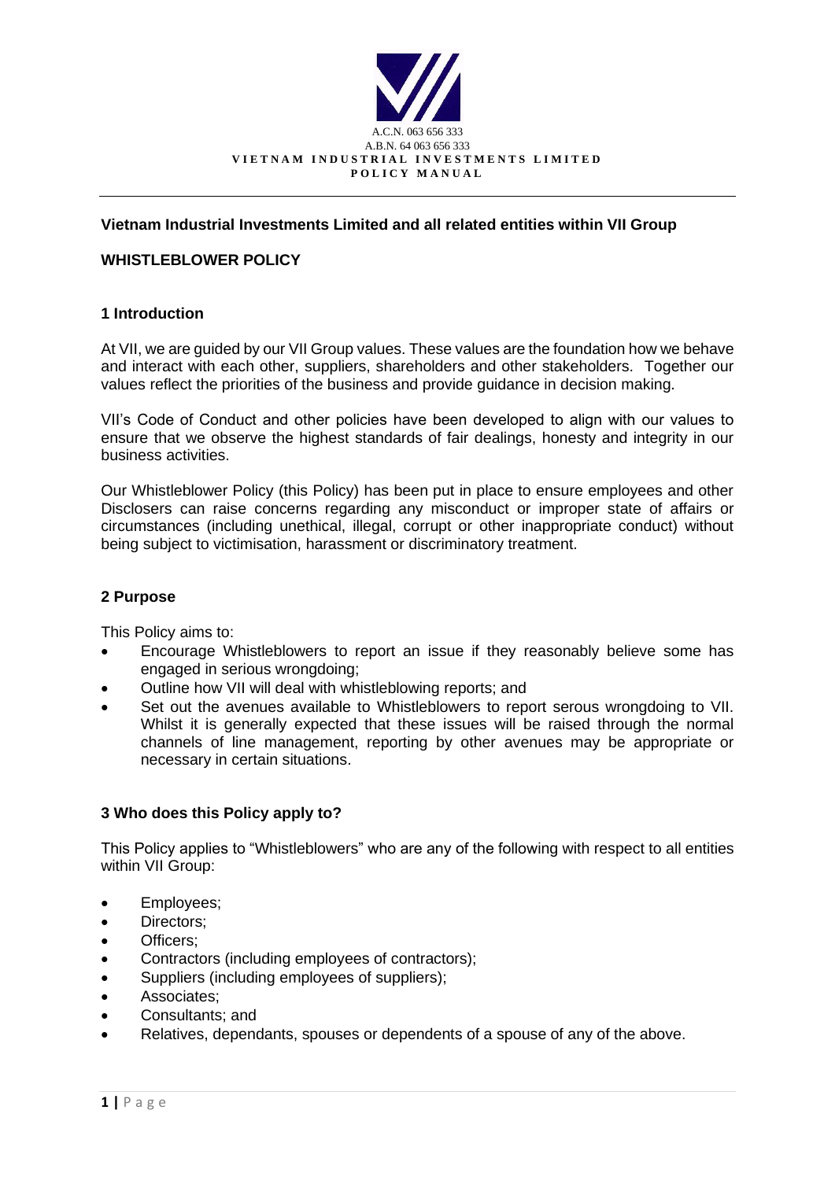A.C.N. 063 656 333
A.B.N. 64 063 656 333
**VIETNAM INDUSTRIAL INVESTMENTS LIMITED**
**POLICY MANUAL**

**Vietnam Industrial Investments Limited and all related entities within VII Group**

**WHISTLEBLOWER POLICY**

## 1 Introduction

At VII, we are guided by our VII Group values. These values are the foundation how we behave and interact with each other, suppliers, shareholders and other stakeholders. Together our values reflect the priorities of the business and provide guidance in decision making.

VII's Code of Conduct and other policies have been developed to align with our values to ensure that we observe the highest standards of fair dealings, honesty and integrity in our business activities.

Our Whistleblower Policy (this Policy) has been put in place to ensure employees and other Disclosers can raise concerns regarding any misconduct or improper state of affairs or circumstances (including unethical, illegal, corrupt or other inappropriate conduct) without being subject to victimisation, harassment or discriminatory treatment.

## 2 Purpose

This Policy aims to:

- Encourage Whistleblowers to report an issue if they reasonably believe some has engaged in serious wrongdoing;
- Outline how VII will deal with whistleblowing reports; and
- Set out the avenues available to Whistleblowers to report serous wrongdoing to VII. Whilst it is generally expected that these issues will be raised through the normal channels of line management, reporting by other avenues may be appropriate or necessary in certain situations.

## 3 Who does this Policy apply to?

This Policy applies to "Whistleblowers" who are any of the following with respect to all entities within VII Group:

- Employees;
- Directors;
- Officers;
- Contractors (including employees of contractors);
- Suppliers (including employees of suppliers);
- Associates;
- Consultants; and
- Relatives, dependants, spouses or dependents of a spouse of any of the above.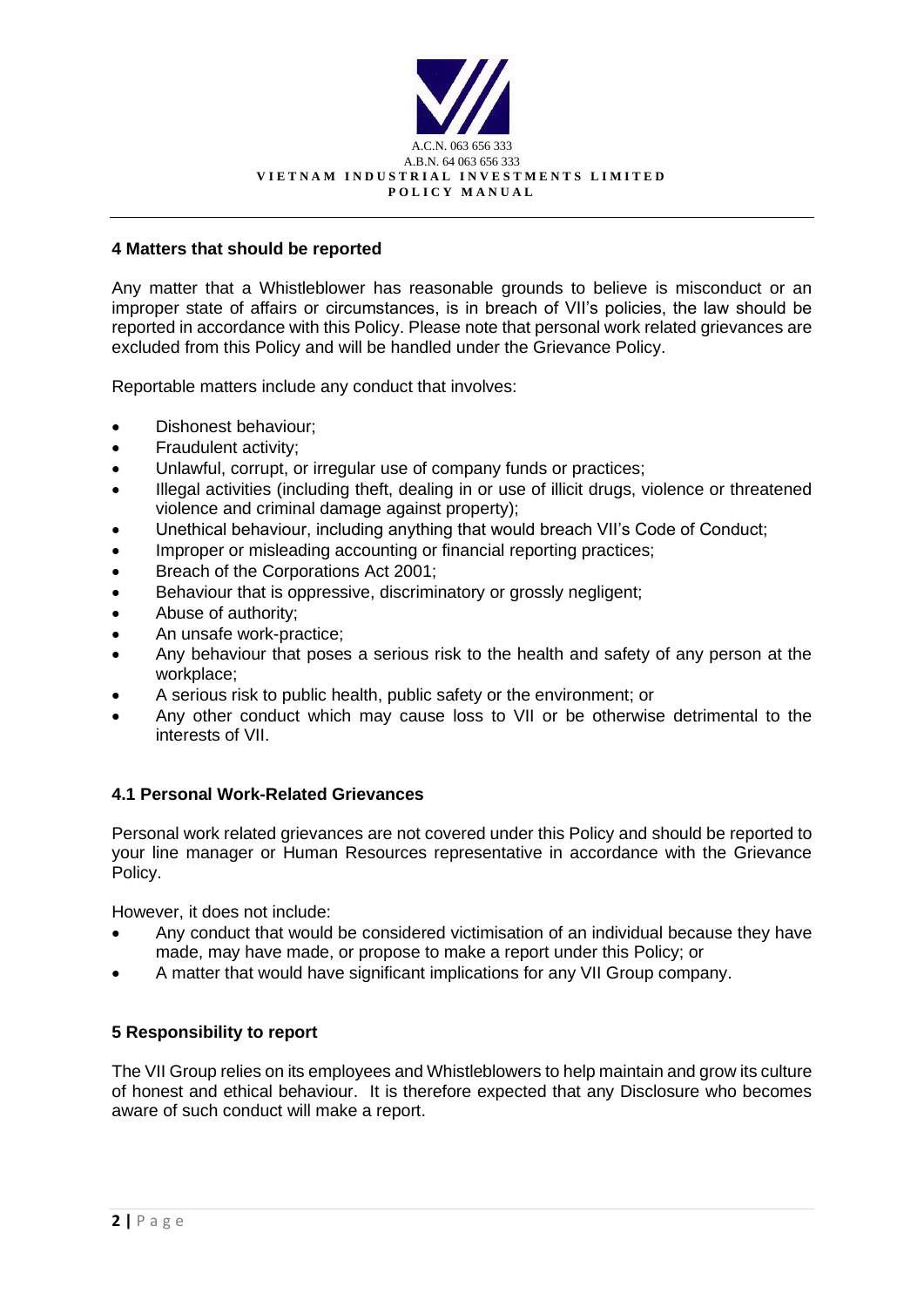## 4 Matters that should be reported

Any matter that a Whistleblower has reasonable grounds to believe is misconduct or an improper state of affairs or circumstances, is in breach of VII's policies, the law should be reported in accordance with this Policy. Please note that personal work related grievances are excluded from this Policy and will be handled under the Grievance Policy.

Reportable matters include any conduct that involves:

- Dishonest behaviour;
- Fraudulent activity;
- Unlawful, corrupt, or irregular use of company funds or practices;
- Illegal activities (including theft, dealing in or use of illicit drugs, violence or threatened violence and criminal damage against property);
- Unethical behaviour, including anything that would breach VII's Code of Conduct;
- Improper or misleading accounting or financial reporting practices;
- Breach of the Corporations Act 2001;
- Behaviour that is oppressive, discriminatory or grossly negligent;
- Abuse of authority;
- An unsafe work-practice;
- Any behaviour that poses a serious risk to the health and safety of any person at the workplace;
- A serious risk to public health, public safety or the environment; or
- Any other conduct which may cause loss to VII or be otherwise detrimental to the interests of VII.

### 4.1 Personal Work-Related Grievances

Personal work related grievances are not covered under this Policy and should be reported to your line manager or Human Resources representative in accordance with the Grievance Policy.

However, it does not include:

- Any conduct that would be considered victimisation of an individual because they have made, may have made, or propose to make a report under this Policy; or
- A matter that would have significant implications for any VII Group company.

## 5 Responsibility to report

The VII Group relies on its employees and Whistleblowers to help maintain and grow its culture of honest and ethical behaviour. It is therefore expected that any Disclosure who becomes aware of such conduct will make a report.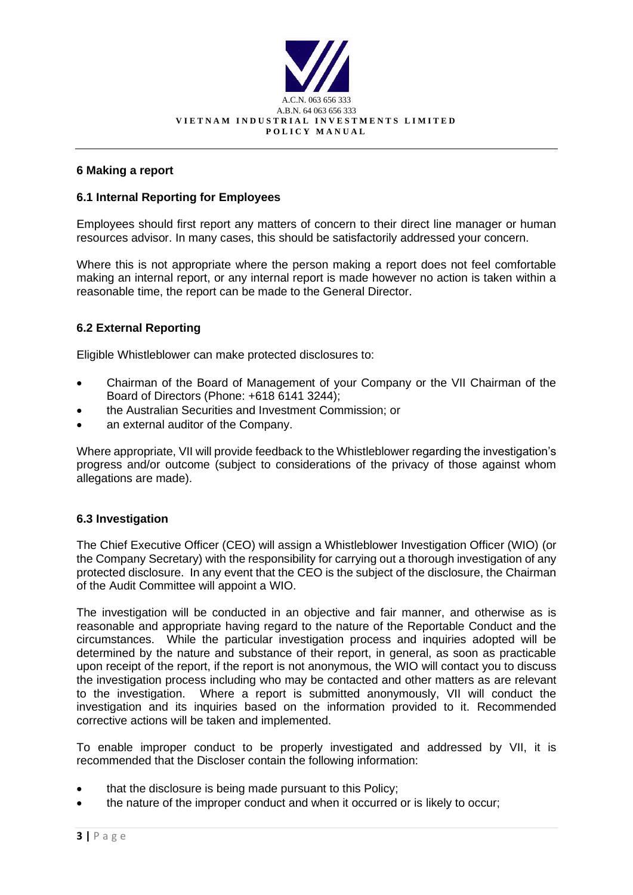## 6 Making a report

### 6.1 Internal Reporting for Employees

Employees should first report any matters of concern to their direct line manager or human resources advisor. In many cases, this should be satisfactorily addressed your concern.

Where this is not appropriate where the person making a report does not feel comfortable making an internal report, or any internal report is made however no action is taken within a reasonable time, the report can be made to the General Director.

### 6.2 External Reporting

Eligible Whistleblower can make protected disclosures to:

- Chairman of the Board of Management of your Company or the VII Chairman of the Board of Directors (Phone: +618 6141 3244);
- the Australian Securities and Investment Commission; or
- an external auditor of the Company.

Where appropriate, VII will provide feedback to the Whistleblower regarding the investigation's progress and/or outcome (subject to considerations of the privacy of those against whom allegations are made).

### 6.3 Investigation

The Chief Executive Officer (CEO) will assign a Whistleblower Investigation Officer (WIO) (or the Company Secretary) with the responsibility for carrying out a thorough investigation of any protected disclosure. In any event that the CEO is the subject of the disclosure, the Chairman of the Audit Committee will appoint a WIO.

The investigation will be conducted in an objective and fair manner, and otherwise as is reasonable and appropriate having regard to the nature of the Reportable Conduct and the circumstances. While the particular investigation process and inquiries adopted will be determined by the nature and substance of their report, in general, as soon as practicable upon receipt of the report, if the report is not anonymous, the WIO will contact you to discuss the investigation process including who may be contacted and other matters as are relevant to the investigation. Where a report is submitted anonymously, VII will conduct the investigation and its inquiries based on the information provided to it. Recommended corrective actions will be taken and implemented.

To enable improper conduct to be properly investigated and addressed by VII, it is recommended that the Discloser contain the following information:

- that the disclosure is being made pursuant to this Policy;
- the nature of the improper conduct and when it occurred or is likely to occur;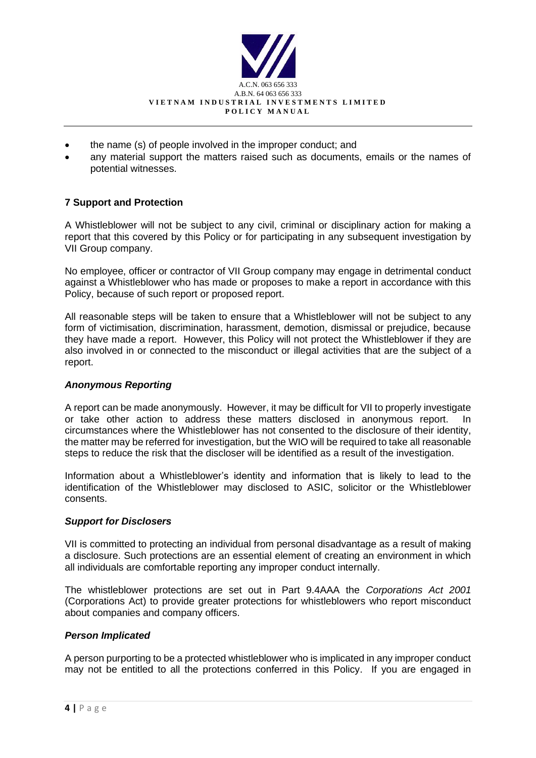- the name (s) of people involved in the improper conduct; and
- any material support the matters raised such as documents, emails or the names of potential witnesses.

## 7 Support and Protection

A Whistleblower will not be subject to any civil, criminal or disciplinary action for making a report that this covered by this Policy or for participating in any subsequent investigation by VII Group company.

No employee, officer or contractor of VII Group company may engage in detrimental conduct against a Whistleblower who has made or proposes to make a report in accordance with this Policy, because of such report or proposed report.

All reasonable steps will be taken to ensure that a Whistleblower will not be subject to any form of victimisation, discrimination, harassment, demotion, dismissal or prejudice, because they have made a report. However, this Policy will not protect the Whistleblower if they are also involved in or connected to the misconduct or illegal activities that are the subject of a report.

### *Anonymous Reporting*

A report can be made anonymously. However, it may be difficult for VII to properly investigate or take other action to address these matters disclosed in anonymous report. In circumstances where the Whistleblower has not consented to the disclosure of their identity, the matter may be referred for investigation, but the WIO will be required to take all reasonable steps to reduce the risk that the discloser will be identified as a result of the investigation.

Information about a Whistleblower's identity and information that is likely to lead to the identification of the Whistleblower may disclosed to ASIC, solicitor or the Whistleblower consents.

### *Support for Disclosers*

VII is committed to protecting an individual from personal disadvantage as a result of making a disclosure. Such protections are an essential element of creating an environment in which all individuals are comfortable reporting any improper conduct internally.

The whistleblower protections are set out in Part 9.4AAA the *Corporations Act 2001* (Corporations Act) to provide greater protections for whistleblowers who report misconduct about companies and company officers.

### *Person Implicated*

A person purporting to be a protected whistleblower who is implicated in any improper conduct may not be entitled to all the protections conferred in this Policy. If you are engaged in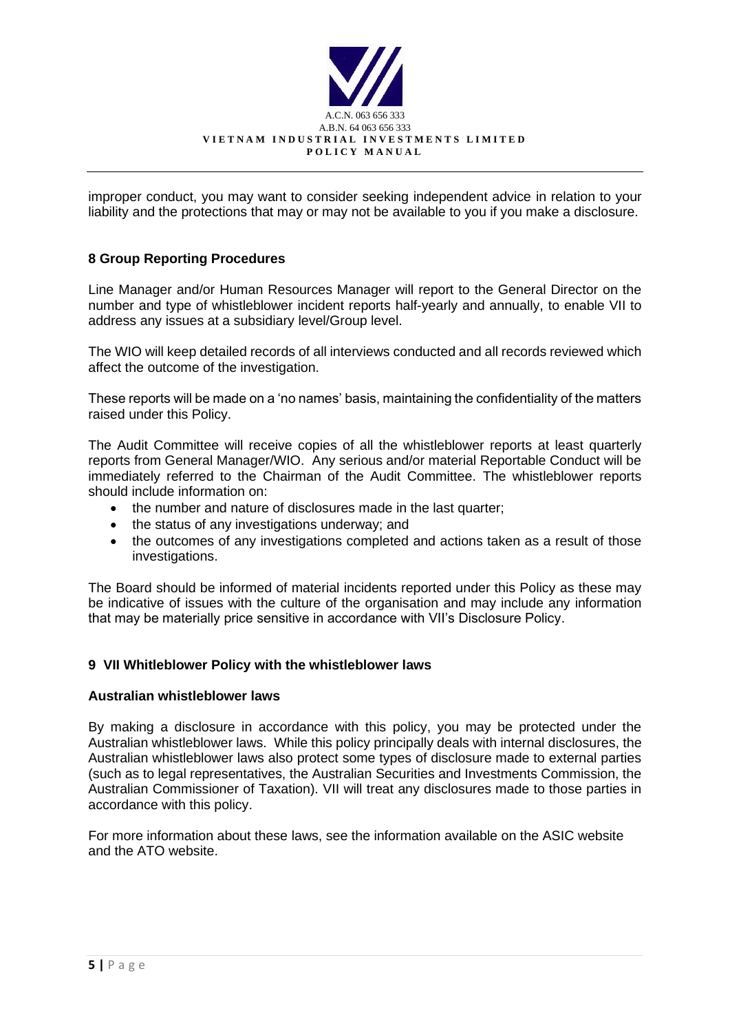improper conduct, you may want to consider seeking independent advice in relation to your liability and the protections that may or may not be available to you if you make a disclosure.

## 8 Group Reporting Procedures

Line Manager and/or Human Resources Manager will report to the General Director on the number and type of whistleblower incident reports half-yearly and annually, to enable VII to address any issues at a subsidiary level/Group level.

The WIO will keep detailed records of all interviews conducted and all records reviewed which affect the outcome of the investigation.

These reports will be made on a 'no names' basis, maintaining the confidentiality of the matters raised under this Policy.

The Audit Committee will receive copies of all the whistleblower reports at least quarterly reports from General Manager/WIO. Any serious and/or material Reportable Conduct will be immediately referred to the Chairman of the Audit Committee. The whistleblower reports should include information on:

- the number and nature of disclosures made in the last quarter;
- the status of any investigations underway; and
- the outcomes of any investigations completed and actions taken as a result of those investigations.

The Board should be informed of material incidents reported under this Policy as these may be indicative of issues with the culture of the organisation and may include any information that may be materially price sensitive in accordance with VII's Disclosure Policy.

## 9 VII Whitleblower Policy with the whistleblower laws

### Australian whistleblower laws

By making a disclosure in accordance with this policy, you may be protected under the Australian whistleblower laws. While this policy principally deals with internal disclosures, the Australian whistleblower laws also protect some types of disclosure made to external parties (such as to legal representatives, the Australian Securities and Investments Commission, the Australian Commissioner of Taxation). VII will treat any disclosures made to those parties in accordance with this policy.

For more information about these laws, see the information available on the ASIC website and the ATO website.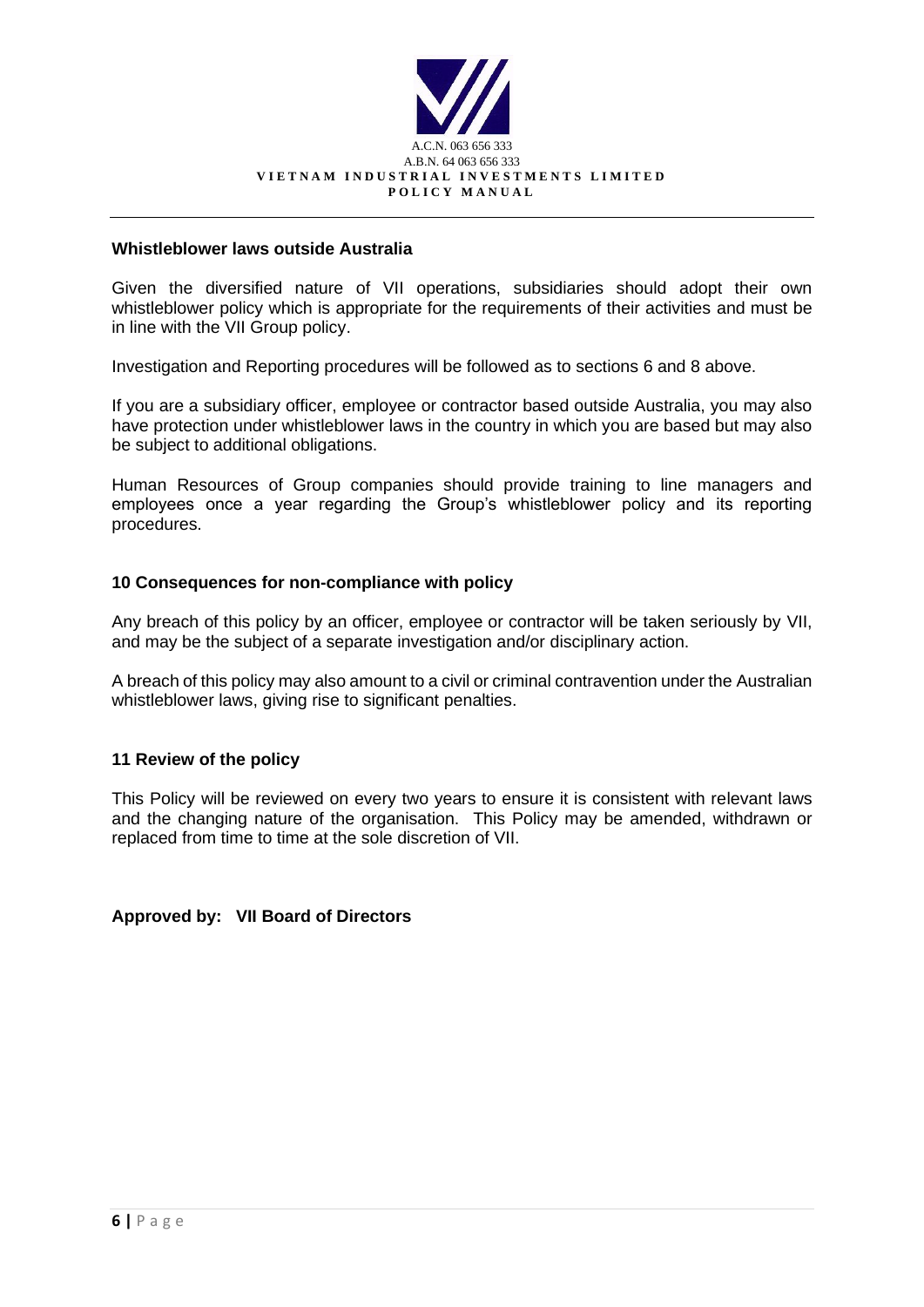### Whistleblower laws outside Australia

Given the diversified nature of VII operations, subsidiaries should adopt their own whistleblower policy which is appropriate for the requirements of their activities and must be in line with the VII Group policy.

Investigation and Reporting procedures will be followed as to sections 6 and 8 above.

If you are a subsidiary officer, employee or contractor based outside Australia, you may also have protection under whistleblower laws in the country in which you are based but may also be subject to additional obligations.

Human Resources of Group companies should provide training to line managers and employees once a year regarding the Group's whistleblower policy and its reporting procedures.

## 10 Consequences for non-compliance with policy

Any breach of this policy by an officer, employee or contractor will be taken seriously by VII, and may be the subject of a separate investigation and/or disciplinary action.

A breach of this policy may also amount to a civil or criminal contravention under the Australian whistleblower laws, giving rise to significant penalties.

## 11 Review of the policy

This Policy will be reviewed on every two years to ensure it is consistent with relevant laws and the changing nature of the organisation. This Policy may be amended, withdrawn or replaced from time to time at the sole discretion of VII.

**Approved by: VII Board of Directors**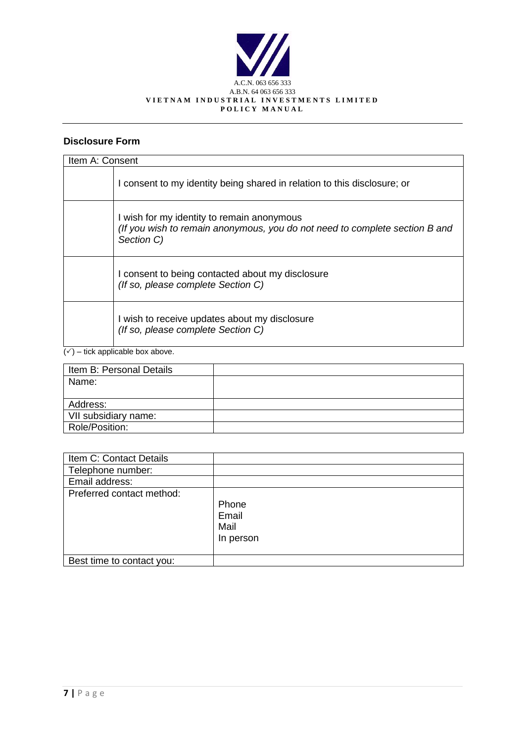## Disclosure Form

| Item A: Consent | |
|---|---|
| | I consent to my identity being shared in relation to this disclosure; or |
| | I wish for my identity to remain anonymous<br>*(If you wish to remain anonymous, you do not need to complete section B and Section C)* |
| | I consent to being contacted about my disclosure<br>*(If so, please complete Section C)* |
| | I wish to receive updates about my disclosure<br>*(If so, please complete Section C)* |

(✓) – tick applicable box above.

| Item B: Personal Details | |
|---|---|
| Name: | |
| Address: | |
| VII subsidiary name: | |
| Role/Position: | |

| Item C: Contact Details | |
|---|---|
| Telephone number: | |
| Email address: | |
| Preferred contact method: | Phone<br>Email<br>Mail<br>In person |
| Best time to contact you: | |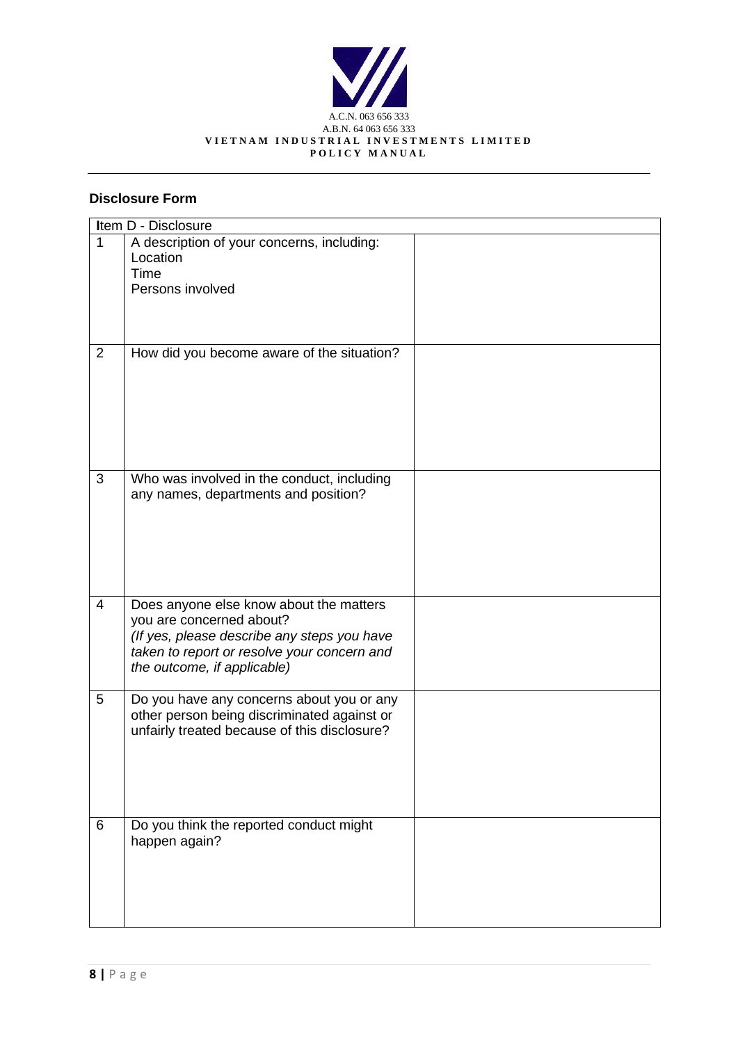## Disclosure Form

| Item D - Disclosure | | |
|---|---|---|
| 1 | A description of your concerns, including:<br>Location<br>Time<br>Persons involved | |
| 2 | How did you become aware of the situation? | |
| 3 | Who was involved in the conduct, including any names, departments and position? | |
| 4 | Does anyone else know about the matters you are concerned about?<br>*(If yes, please describe any steps you have taken to report or resolve your concern and the outcome, if applicable)* | |
| 5 | Do you have any concerns about you or any other person being discriminated against or unfairly treated because of this disclosure? | |
| 6 | Do you think the reported conduct might happen again? | |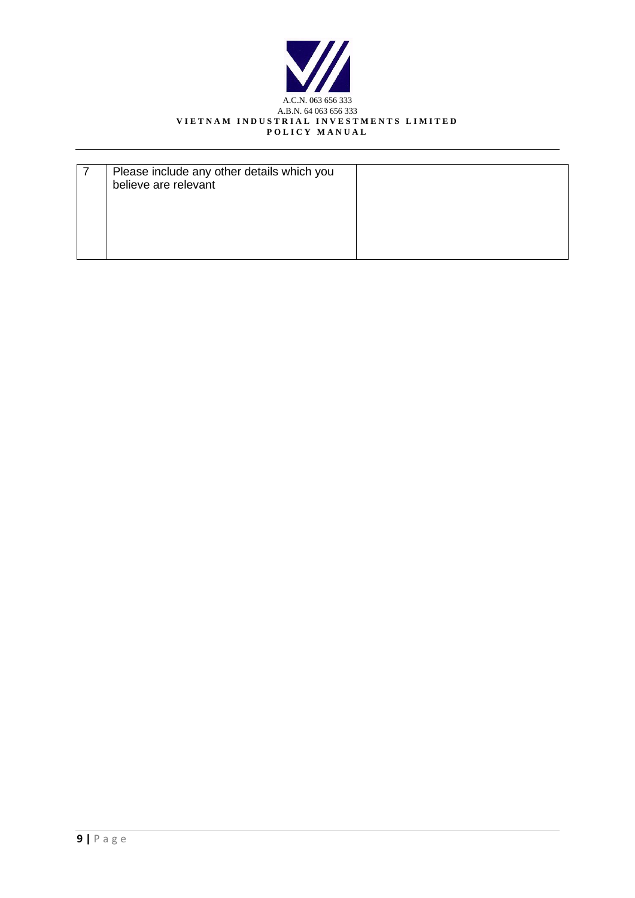| | | |
|---|---|---|
| 7 | Please include any other details which you believe are relevant | |